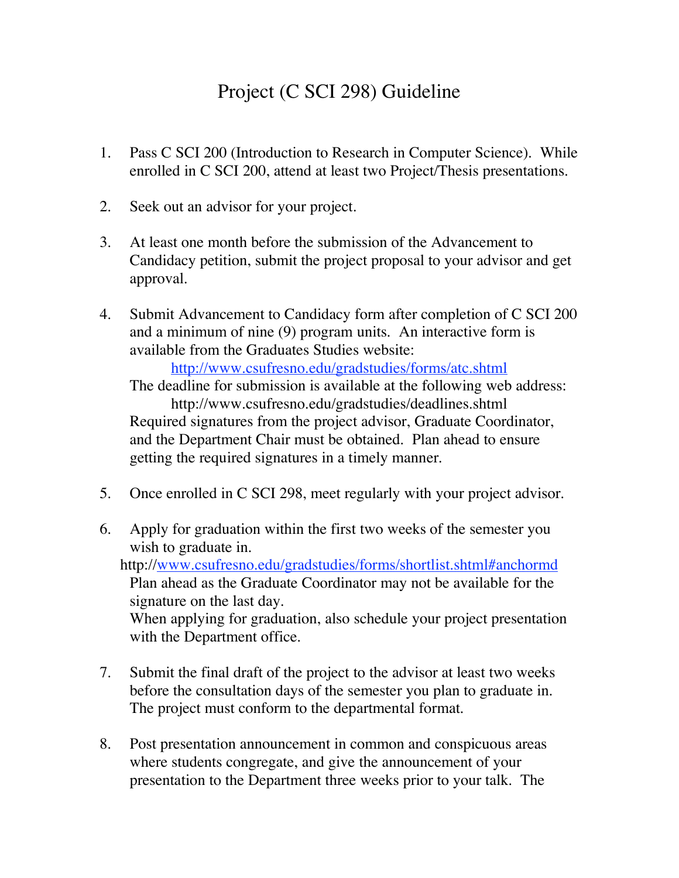# Project (C SCI 298) Guideline

1. Pass C SCI 200 (Introduction to Research in Computer Science). While enrolled in C SCI 200, attend at least two Project/Thesis presentations.

2. Seek out an advisor for your project.

3. At least one month before the submission of the Advancement to Candidacy petition, submit the project proposal to your advisor and get approval.

4. Submit Advancement to Candidacy form after completion of C SCI 200 and a minimum of nine (9) program units. An interactive form is available from the Graduates Studies website:
   http://www.csufresno.edu/gradstudies/forms/atc.shtml
   The deadline for submission is available at the following web address:
   http://www.csufresno.edu/gradstudies/deadlines.shtml
   Required signatures from the project advisor, Graduate Coordinator, and the Department Chair must be obtained. Plan ahead to ensure getting the required signatures in a timely manner.

5. Once enrolled in C SCI 298, meet regularly with your project advisor.

6. Apply for graduation within the first two weeks of the semester you wish to graduate in.
   http://www.csufresno.edu/gradstudies/forms/shortlist.shtml#anchormd
   Plan ahead as the Graduate Coordinator may not be available for the signature on the last day.
   When applying for graduation, also schedule your project presentation with the Department office.

7. Submit the final draft of the project to the advisor at least two weeks before the consultation days of the semester you plan to graduate in. The project must conform to the departmental format.

8. Post presentation announcement in common and conspicuous areas where students congregate, and give the announcement of your presentation to the Department three weeks prior to your talk. The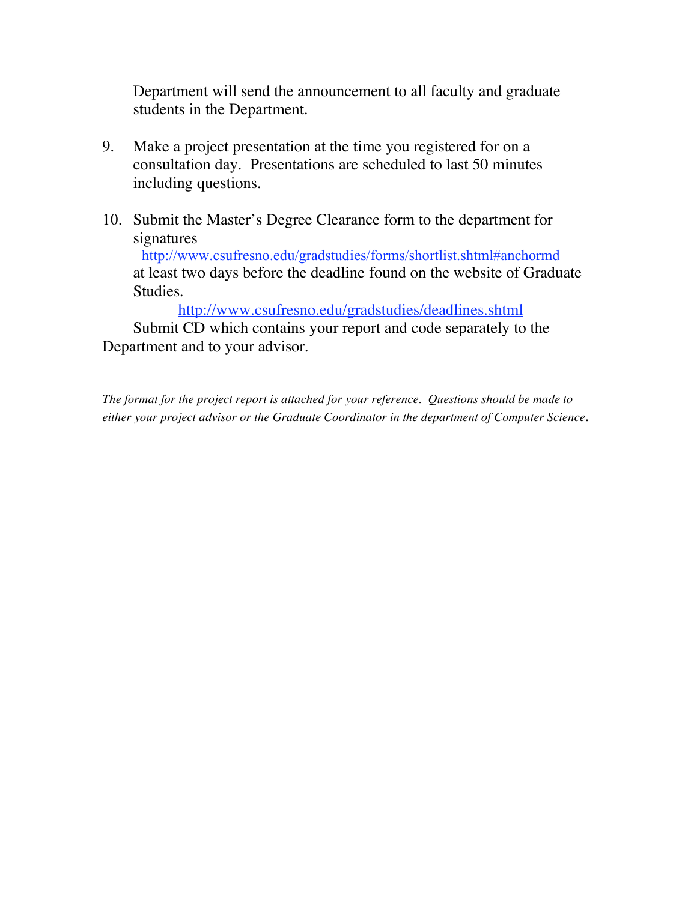Department will send the announcement to all faculty and graduate students in the Department.

9. Make a project presentation at the time you registered for on a consultation day. Presentations are scheduled to last 50 minutes including questions.

10. Submit the Master's Degree Clearance form to the department for signatures
    http://www.csufresno.edu/gradstudies/forms/shortlist.shtml#anchormd
    at least two days before the deadline found on the website of Graduate Studies.
    http://www.csufresno.edu/gradstudies/deadlines.shtml
    Submit CD which contains your report and code separately to the Department and to your advisor.

*The format for the project report is attached for your reference. Questions should be made to either your project advisor or the Graduate Coordinator in the department of Computer Science.*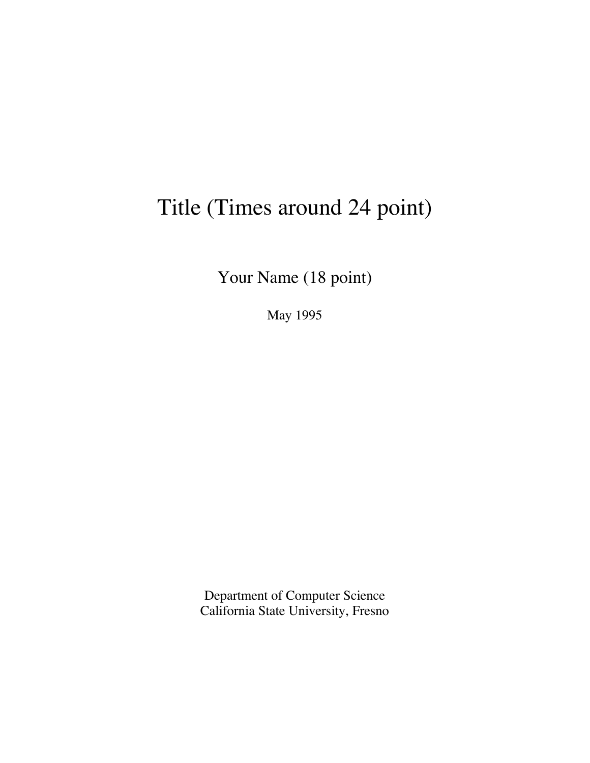# Title (Times around 24 point)

Your Name (18 point)

May 1995

Department of Computer Science
California State University, Fresno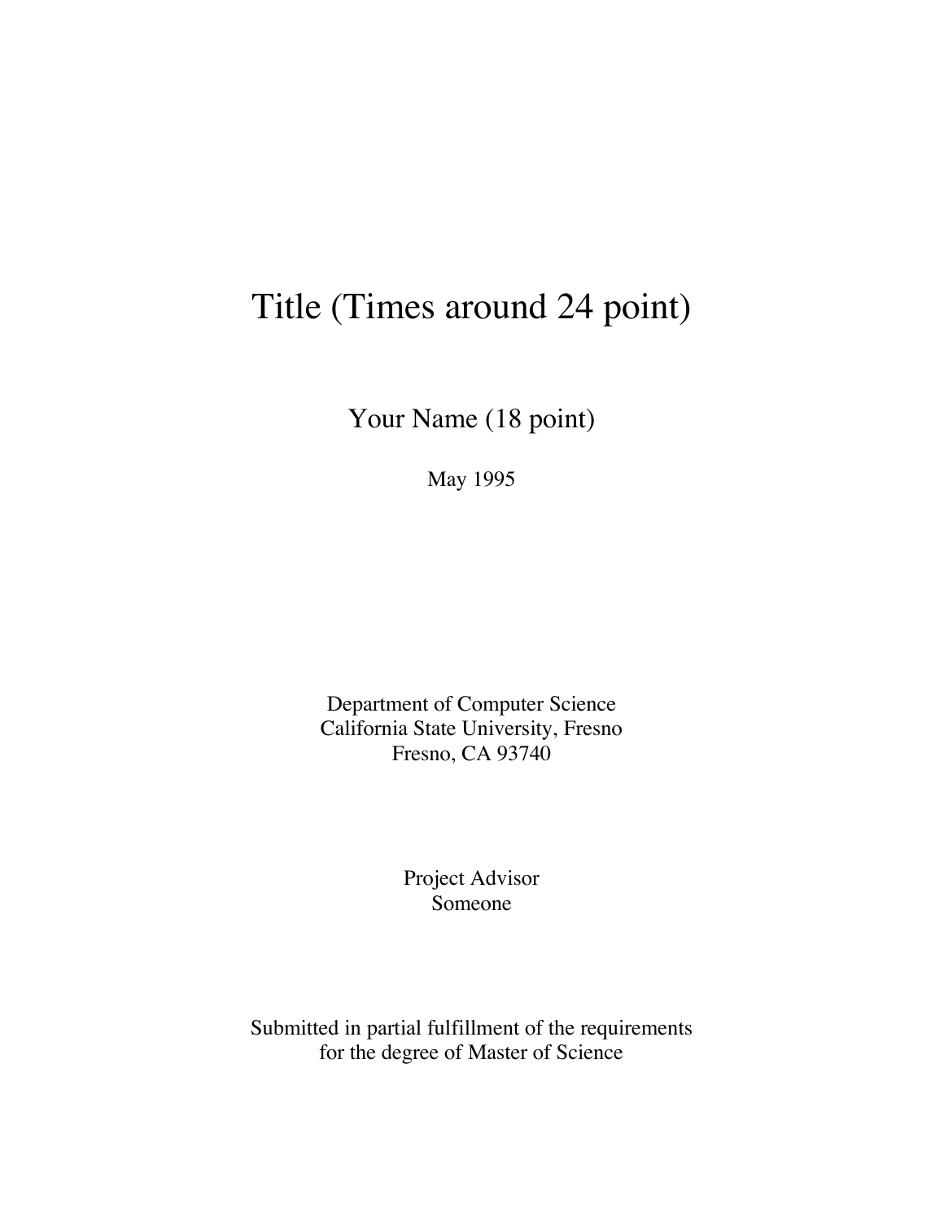# Title (Times around 24 point)

Your Name (18 point)

May 1995

Department of Computer Science
California State University, Fresno
Fresno, CA 93740

Project Advisor
Someone

Submitted in partial fulfillment of the requirements
for the degree of Master of Science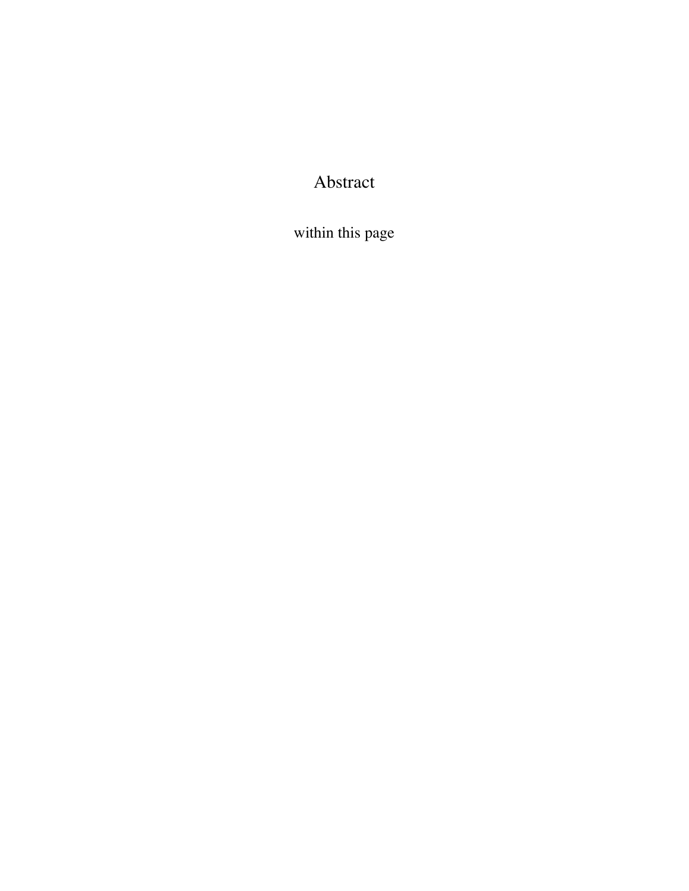# Abstract

within this page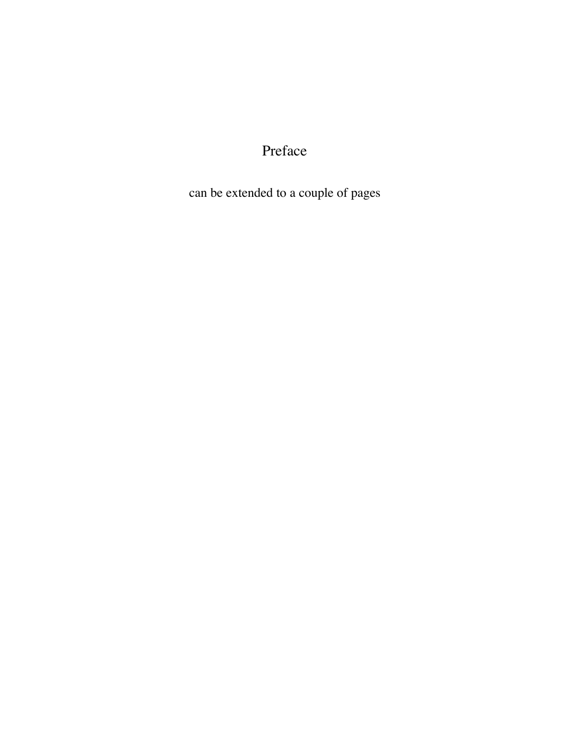# Preface

can be extended to a couple of pages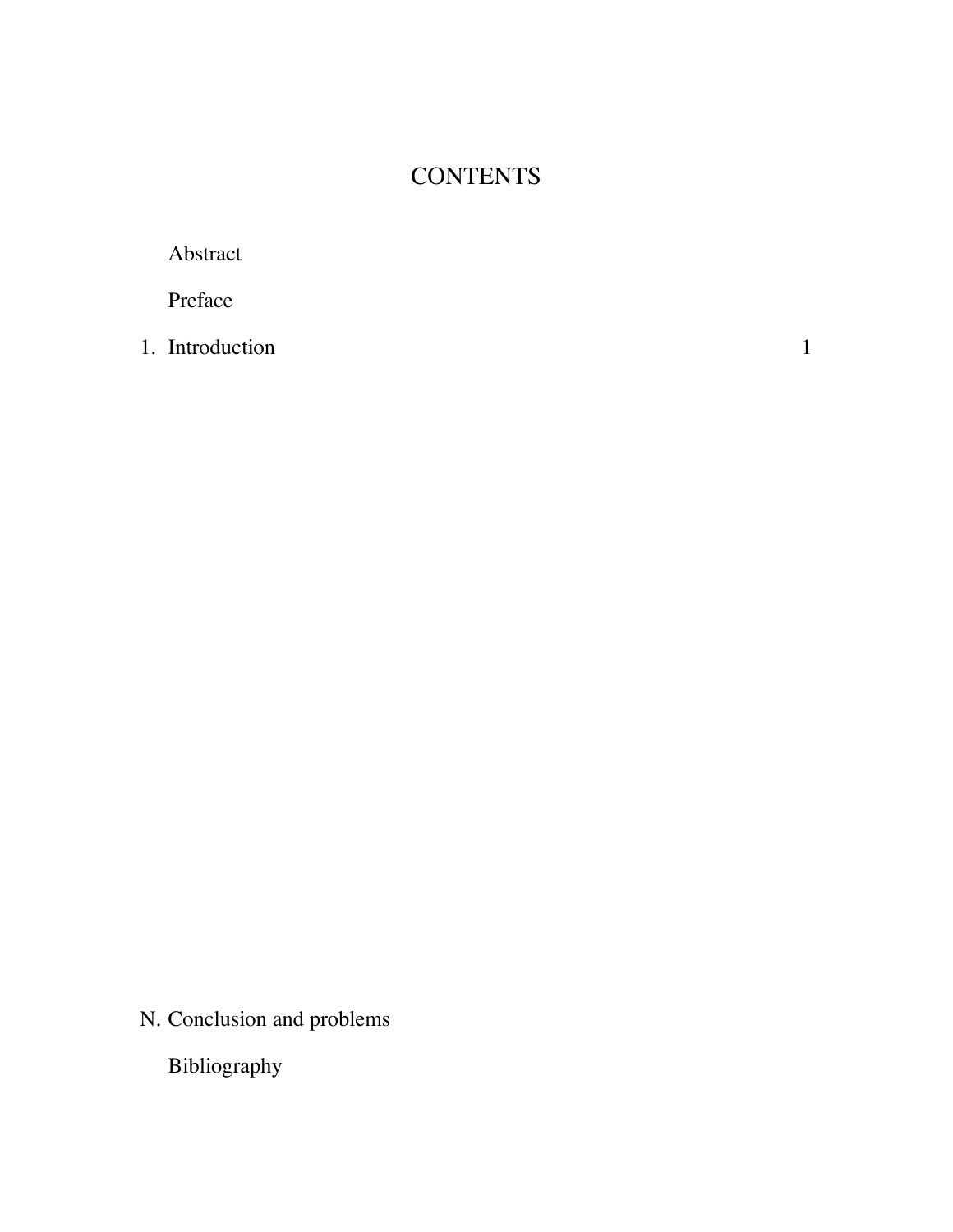# CONTENTS

Abstract

Preface

1. Introduction 1

N. Conclusion and problems

Bibliography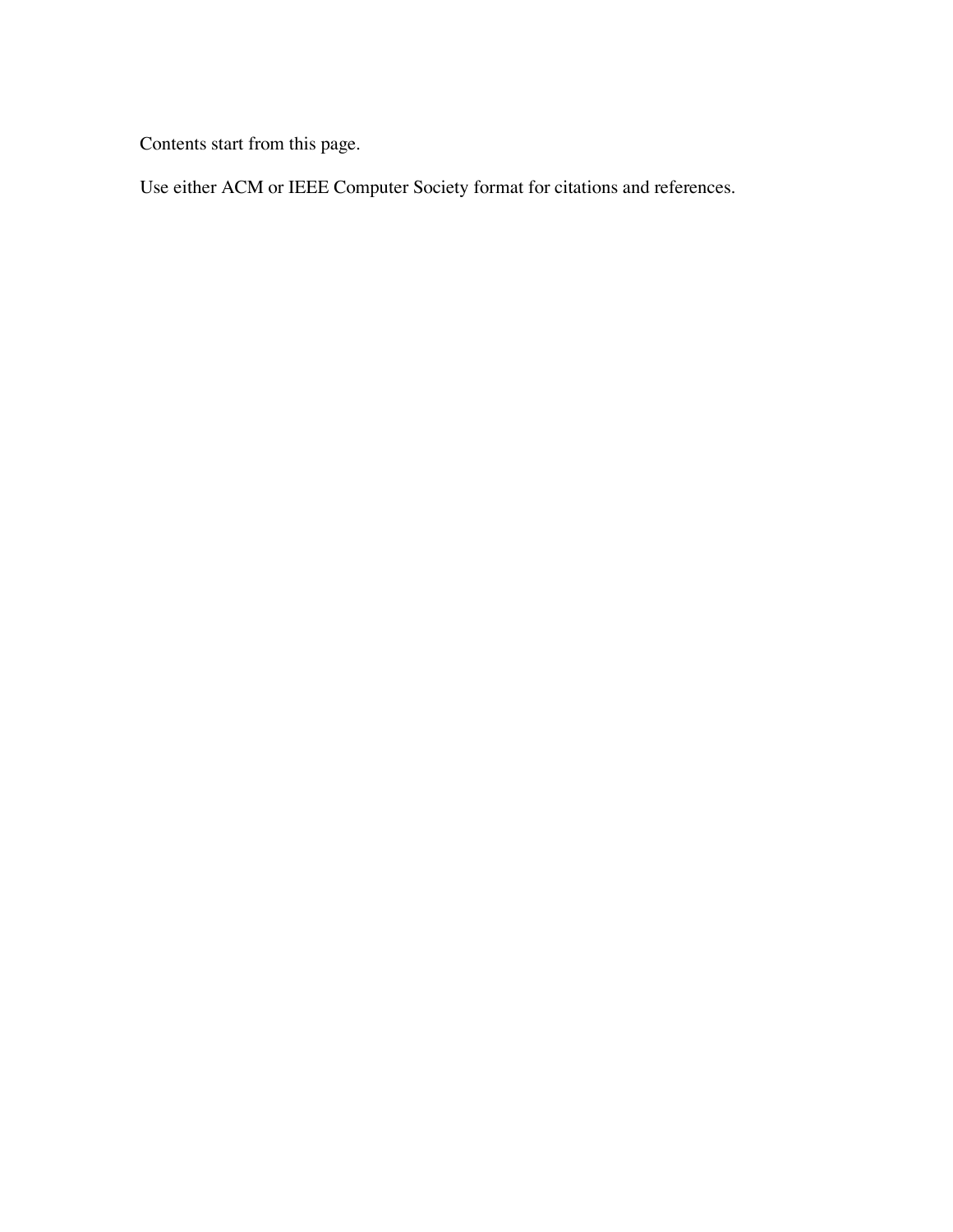Contents start from this page.

Use either ACM or IEEE Computer Society format for citations and references.